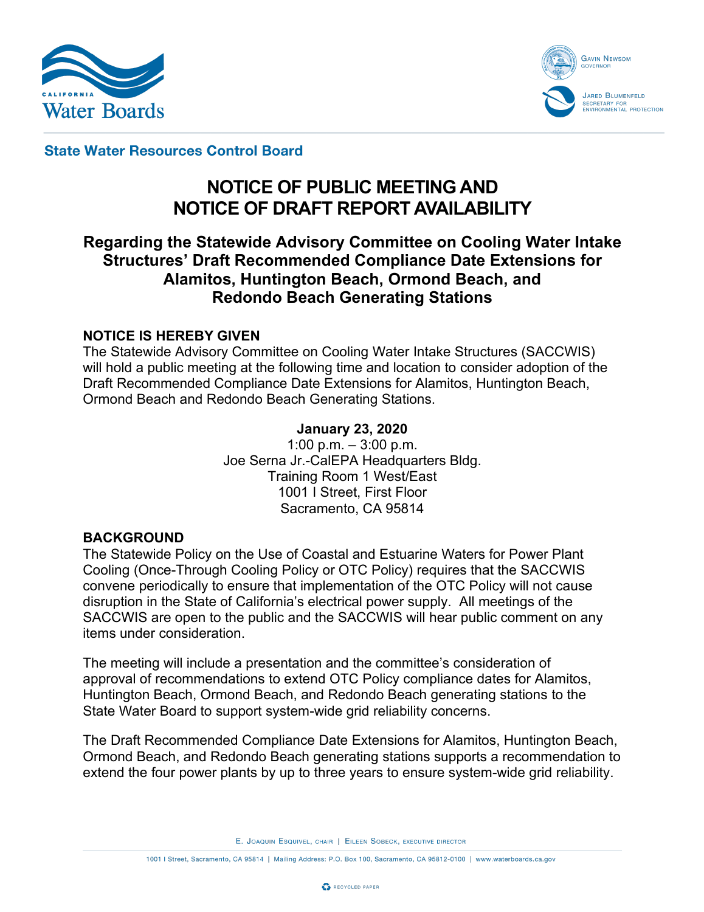**California Water Boards**

Gavin Newsom, Governor

Jared Blumenfeld, Secretary for Environmental Protection

**State Water Resources Control Board**

# NOTICE OF PUBLIC MEETING AND NOTICE OF DRAFT REPORT AVAILABILITY

## Regarding the Statewide Advisory Committee on Cooling Water Intake Structures' Draft Recommended Compliance Date Extensions for Alamitos, Huntington Beach, Ormond Beach, and Redondo Beach Generating Stations

### NOTICE IS HEREBY GIVEN

The Statewide Advisory Committee on Cooling Water Intake Structures (SACCWIS) will hold a public meeting at the following time and location to consider adoption of the Draft Recommended Compliance Date Extensions for Alamitos, Huntington Beach, Ormond Beach and Redondo Beach Generating Stations.

**January 23, 2020**
1:00 p.m. – 3:00 p.m.
Joe Serna Jr.-CalEPA Headquarters Bldg.
Training Room 1 West/East
1001 I Street, First Floor
Sacramento, CA 95814

### BACKGROUND

The Statewide Policy on the Use of Coastal and Estuarine Waters for Power Plant Cooling (Once-Through Cooling Policy or OTC Policy) requires that the SACCWIS convene periodically to ensure that implementation of the OTC Policy will not cause disruption in the State of California's electrical power supply. All meetings of the SACCWIS are open to the public and the SACCWIS will hear public comment on any items under consideration.

The meeting will include a presentation and the committee's consideration of approval of recommendations to extend OTC Policy compliance dates for Alamitos, Huntington Beach, Ormond Beach, and Redondo Beach generating stations to the State Water Board to support system-wide grid reliability concerns.

The Draft Recommended Compliance Date Extensions for Alamitos, Huntington Beach, Ormond Beach, and Redondo Beach generating stations supports a recommendation to extend the four power plants by up to three years to ensure system-wide grid reliability.

E. Joaquin Esquivel, chair | Eileen Sobeck, executive director

1001 I Street, Sacramento, CA 95814 | Mailing Address: P.O. Box 100, Sacramento, CA 95812-0100 | www.waterboards.ca.gov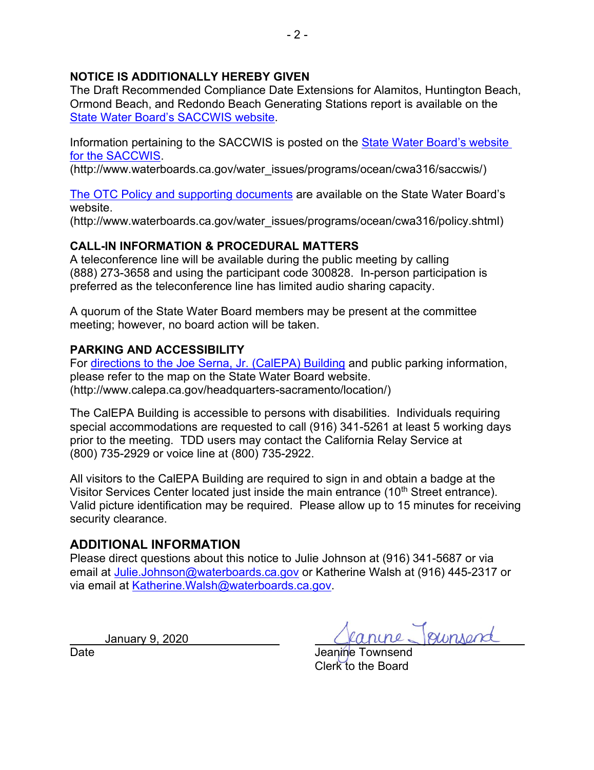**NOTICE IS ADDITIONALLY HEREBY GIVEN**

The Draft Recommended Compliance Date Extensions for Alamitos, Huntington Beach, Ormond Beach, and Redondo Beach Generating Stations report is available on the State Water Board's SACCWIS website.

Information pertaining to the SACCWIS is posted on the State Water Board's website for the SACCWIS.
(http://www.waterboards.ca.gov/water_issues/programs/ocean/cwa316/saccwis/)

The OTC Policy and supporting documents are available on the State Water Board's website.
(http://www.waterboards.ca.gov/water_issues/programs/ocean/cwa316/policy.shtml)

**CALL-IN INFORMATION & PROCEDURAL MATTERS**

A teleconference line will be available during the public meeting by calling (888) 273-3658 and using the participant code 300828. In-person participation is preferred as the teleconference line has limited audio sharing capacity.

A quorum of the State Water Board members may be present at the committee meeting; however, no board action will be taken.

**PARKING AND ACCESSIBILITY**

For directions to the Joe Serna, Jr. (CalEPA) Building and public parking information, please refer to the map on the State Water Board website.
(http://www.calepa.ca.gov/headquarters-sacramento/location/)

The CalEPA Building is accessible to persons with disabilities. Individuals requiring special accommodations are requested to call (916) 341-5261 at least 5 working days prior to the meeting. TDD users may contact the California Relay Service at (800) 735-2929 or voice line at (800) 735-2922.

All visitors to the CalEPA Building are required to sign in and obtain a badge at the Visitor Services Center located just inside the main entrance (10th Street entrance). Valid picture identification may be required. Please allow up to 15 minutes for receiving security clearance.

## ADDITIONAL INFORMATION

Please direct questions about this notice to Julie Johnson at (916) 341-5687 or via email at Julie.Johnson@waterboards.ca.gov or Katherine Walsh at (916) 445-2317 or via email at Katherine.Walsh@waterboards.ca.gov.

January 9, 2020
Date

Jeanine Townsend
Jeanine Townsend
Clerk to the Board